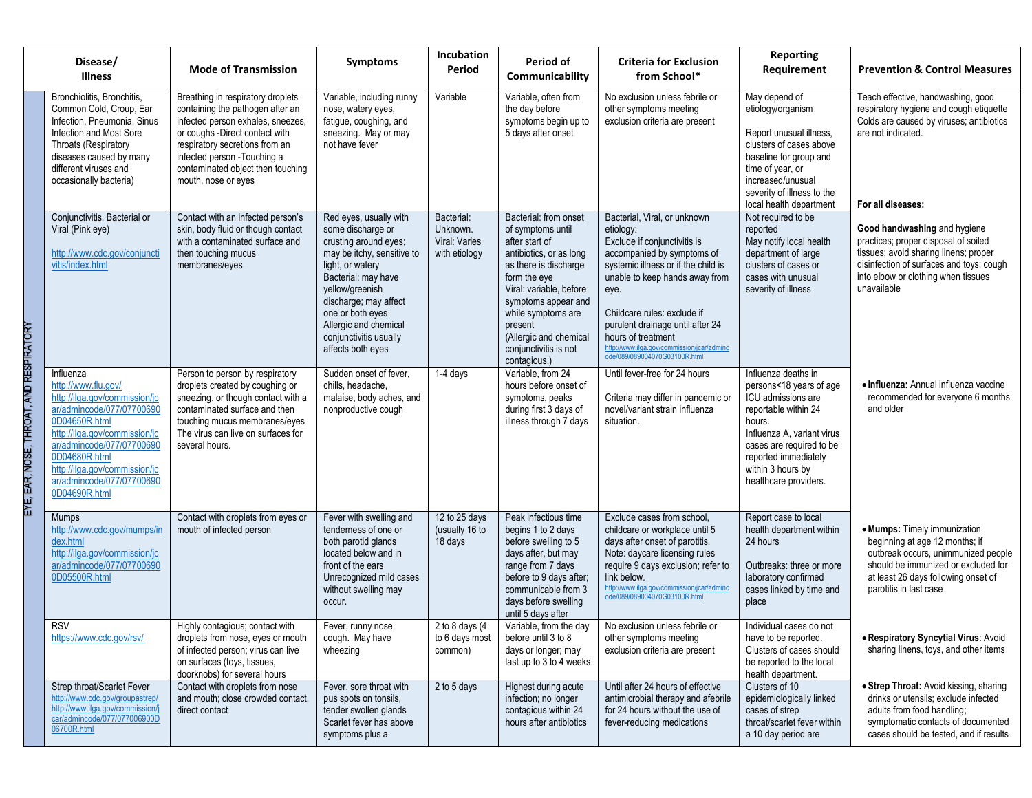| | Disease/ Illness | Mode of Transmission | Symptoms | Incubation Period | Period of Communicability | Criteria for Exclusion from School* | Reporting Requirement | Prevention & Control Measures |
|---|---|---|---|---|---|---|---|---|
| EYE, EAR, NOSE, THROAT, AND RESPIRATORY | Bronchiolitis, Bronchitis, Common Cold, Croup, Ear Infection, Pneumonia, Sinus Infection and Most Sore Throats (Respiratory diseases caused by many different viruses and occasionally bacteria) | Breathing in respiratory droplets containing the pathogen after an infected person exhales, sneezes, or coughs -Direct contact with respiratory secretions from an infected person -Touching a contaminated object then touching mouth, nose or eyes | Variable, including runny nose, watery eyes, fatigue, coughing, and sneezing. May or may not have fever | Variable | Variable, often from the day before symptoms begin up to 5 days after onset | No exclusion unless febrile or other symptoms meeting exclusion criteria are present | May depend of etiology/organism<br><br>Report unusual illness, clusters of cases above baseline for group and time of year, or increased/unusual severity of illness to the local health department | Teach effective, handwashing, good respiratory hygiene and cough etiquette Colds are caused by viruses; antibiotics are not indicated.<br><br>**For all diseases:**<br><br>**Good handwashing** and hygiene practices; proper disposal of soiled tissues; avoid sharing linens; proper disinfection of surfaces and toys; cough into elbow or clothing when tissues unavailable |
| | Conjunctivitis, Bacterial or Viral (Pink eye)<br><br>http://www.cdc.gov/conjunctivitis/index.html | Contact with an infected person's skin, body fluid or though contact with a contaminated surface and then touching mucus membranes/eyes | Red eyes, usually with some discharge or crusting around eyes; may be itchy, sensitive to light, or watery<br>Bacterial: may have yellow/greenish discharge; may affect one or both eyes<br>Allergic and chemical conjunctivitis usually affects both eyes | Bacterial: Unknown.<br>Viral: Varies with etiology | Bacterial: from onset of symptoms until after start of antibiotics, or as long as there is discharge form the eye<br>Viral: variable, before symptoms appear and while symptoms are present<br>(Allergic and chemical conjunctivitis is not contagious.) | Bacterial, Viral, or unknown etiology:<br>Exclude if conjunctivitis is accompanied by symptoms of systemic illness or if the child is unable to keep hands away from eye.<br><br>Childcare rules: exclude if purulent drainage until after 24 hours of treatment<br>http://www.ilga.gov/commission/jcar/admincode/089/089004070G03100R.html | Not required to be reported<br>May notify local health department of large clusters of cases or cases with unusual severity of illness | |
| | Influenza<br>http://www.flu.gov/<br>http://ilga.gov/commission/jcar/admincode/077/077006900D04650R.html<br>http://ilga.gov/commission/jcar/admincode/077/077006900D04680R.html<br>http://ilga.gov/commission/jcar/admincode/077/077006900D04690R.html | Person to person by respiratory droplets created by coughing or sneezing, or though contact with a contaminated surface and then touching mucus membranes/eyes<br>The virus can live on surfaces for several hours. | Sudden onset of fever, chills, headache, malaise, body aches, and nonproductive cough | 1-4 days | Variable, from 24 hours before onset of symptoms, peaks during first 3 days of illness through 7 days | Until fever-free for 24 hours<br><br>Criteria may differ in pandemic or novel/variant strain influenza situation. | Influenza deaths in persons<18 years of age ICU admissions are reportable within 24 hours.<br>Influenza A, variant virus cases are required to be reported immediately within 3 hours by healthcare providers. | • **Influenza:** Annual influenza vaccine recommended for everyone 6 months and older |
| | Mumps<br>http://www.cdc.gov/mumps/index.html<br>http://ilga.gov/commission/jcar/admincode/077/077006900D05500R.html | Contact with droplets from eyes or mouth of infected person | Fever with swelling and tenderness of one or both parotid glands located below and in front of the ears<br>Unrecognized mild cases without swelling may occur. | 12 to 25 days (usually 16 to 18 days | Peak infectious time begins 1 to 2 days before swelling to 5 days after, but may range from 7 days before to 9 days after; communicable from 3 days before swelling until 5 days after | Exclude cases from school, childcare or workplace until 5 days after onset of parotitis.<br>Note: daycare licensing rules require 9 days exclusion; refer to link below.<br>http://www.ilga.gov/commission/jcar/admincode/089/089004070G03100R.html | Report case to local health department within 24 hours<br><br>Outbreaks: three or more laboratory confirmed cases linked by time and place | • **Mumps:** Timely immunization beginning at age 12 months; if outbreak occurs, unimmunized people should be immunized or excluded for at least 26 days following onset of parotitis in last case |
| | RSV<br>https://www.cdc.gov/rsv/ | Highly contagious; contact with droplets from nose, eyes or mouth of infected person; virus can live on surfaces (toys, tissues, doorknobs) for several hours | Fever, runny nose, cough. May have wheezing | 2 to 8 days (4 to 6 days most common) | Variable, from the day before until 3 to 8 days or longer; may last up to 3 to 4 weeks | No exclusion unless febrile or other symptoms meeting exclusion criteria are present | Individual cases do not have to be reported. Clusters of cases should be reported to the local health department. | • **Respiratory Syncytial Virus**: Avoid sharing linens, toys, and other items |
| | Strep throat/Scarlet Fever<br>http://www.cdc.gov/groupastrep/<br>http://www.ilga.gov/commission/jcar/admincode/077/077006900D06700R.html | Contact with droplets from nose and mouth; close crowded contact, direct contact | Fever, sore throat with pus spots on tonsils, tender swollen glands<br>Scarlet fever has above symptoms plus a | 2 to 5 days | Highest during acute infection; no longer contagious within 24 hours after antibiotics | Until after 24 hours of effective antimicrobial therapy and afebrile for 24 hours without the use of fever-reducing medications | Clusters of 10 epidemiologically linked cases of strep throat/scarlet fever within a 10 day period are | • **Strep Throat:** Avoid kissing, sharing drinks or utensils; exclude infected adults from food handling; symptomatic contacts of documented cases should be tested, and if results |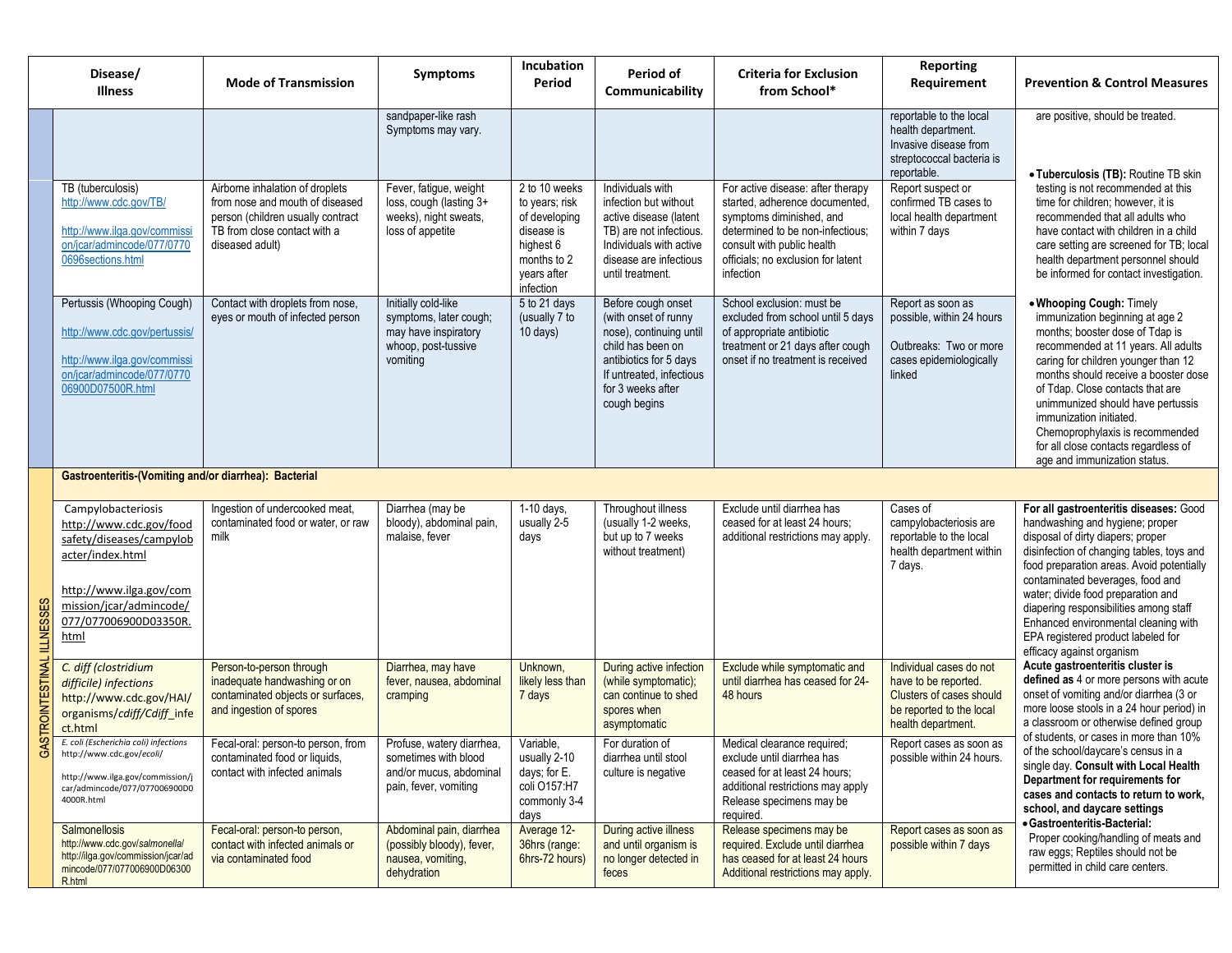| Disease/ Illness | Mode of Transmission | Symptoms | Incubation Period | Period of Communicability | Criteria for Exclusion from School* | Reporting Requirement | Prevention & Control Measures |
|---|---|---|---|---|---|---|---|
| | | sandpaper-like rash Symptoms may vary. | | | | reportable to the local health department. Invasive disease from streptococcal bacteria is reportable. | are positive, should be treated. |
| TB (tuberculosis) http://www.cdc.gov/TB/ http://www.ilga.gov/commission/jcar/admincode/077/07700696sections.html | Airborne inhalation of droplets from nose and mouth of diseased person (children usually contract TB from close contact with a diseased adult) | Fever, fatigue, weight loss, cough (lasting 3+ weeks), night sweats, loss of appetite | 2 to 10 weeks to years; risk of developing disease is highest 6 months to 2 years after infection | Individuals with infection but without active disease (latent TB) are not infectious. Individuals with active disease are infectious until treatment. | For active disease: after therapy started, adherence documented, symptoms diminished, and determined to be non-infectious; consult with public health officials; no exclusion for latent infection | Report suspect or confirmed TB cases to local health department within 7 days | • **Tuberculosis (TB):** Routine TB skin testing is not recommended at this time for children; however, it is recommended that all adults who have contact with children in a child care setting are screened for TB; local health department personnel should be informed for contact investigation. |
| Pertussis (Whooping Cough) http://www.cdc.gov/pertussis/ http://www.ilga.gov/commission/jcar/admincode/077/07700900D07500R.html | Contact with droplets from nose, eyes or mouth of infected person | Initially cold-like symptoms, later cough; may have inspiratory whoop, post-tussive vomiting | 5 to 21 days (usually 7 to 10 days) | Before cough onset (with onset of runny nose), continuing until child has been on antibiotics for 5 days If untreated, infectious for 3 weeks after cough begins | School exclusion: must be excluded from school until 5 days of appropriate antibiotic treatment or 21 days after cough onset if no treatment is received | Report as soon as possible, within 24 hours<br><br>Outbreaks: Two or more cases epidemiologically linked | • **Whooping Cough:** Timely immunization beginning at age 2 months; booster dose of Tdap is recommended at 11 years. All adults caring for children younger than 12 months should receive a booster dose of Tdap. Close contacts that are unimmunized should have pertussis immunization initiated. Chemoprophylaxis is recommended for all close contacts regardless of age and immunization status. |
| **GASTROINTESTINAL ILLNESSES — Gastroenteritis-(Vomiting and/or diarrhea): Bacterial** | | | | | | | |
| Campylobacteriosis http://www.cdc.gov/foodsafety/diseases/campylobacter/index.html http://www.ilga.gov/commission/jcar/admincode/077/077006900D03350R.html | Ingestion of undercooked meat, contaminated food or water, or raw milk | Diarrhea (may be bloody), abdominal pain, malaise, fever | 1-10 days, usually 2-5 days | Throughout illness (usually 1-2 weeks, but up to 7 weeks without treatment) | Exclude until diarrhea has ceased for at least 24 hours; additional restrictions may apply. | Cases of campylobacteriosis are reportable to the local health department within 7 days. | **For all gastroenteritis diseases:** Good handwashing and hygiene; proper disposal of dirty diapers; proper disinfection of changing tables, toys and food preparation areas. Avoid potentially contaminated beverages, food and water; divide food preparation and diapering responsibilities among staff Enhanced environmental cleaning with EPA registered product labeled for efficacy against organism |
| *C. diff (clostridium difficile) infections* http://www.cdc.gov/HAI/organisms/cdiff/Cdiff_infect.html | Person-to-person through inadequate handwashing or on contaminated objects or surfaces, and ingestion of spores | Diarrhea, may have fever, nausea, abdominal cramping | Unknown, likely less than 7 days | During active infection (while symptomatic); can continue to shed spores when asymptomatic | Exclude while symptomatic and until diarrhea has ceased for 24-48 hours | Individual cases do not have to be reported. Clusters of cases should be reported to the local health department. | **Acute gastroenteritis cluster is defined as** 4 or more persons with acute onset of vomiting and/or diarrhea (3 or more loose stools in a 24 hour period) in a classroom or otherwise defined group of students, or cases in more than 10% of the school/daycare's census in a single day. **Consult with Local Health Department for requirements for cases and contacts to return to work, school, and daycare settings** |
| *E. coli (Escherichia coli) infections* http://www.cdc.gov/ecoli/ http://www.ilga.gov/commission/jcar/admincode/077/077006900D04000R.html | Fecal-oral: person-to person, from contaminated food or liquids, contact with infected animals | Profuse, watery diarrhea, sometimes with blood and/or mucus, abdominal pain, fever, vomiting | Variable, usually 2-10 days; for E. coli O157:H7 commonly 3-4 days | For duration of diarrhea until stool culture is negative | Medical clearance required; exclude until diarrhea has ceased for at least 24 hours; additional restrictions may apply Release specimens may be required. | Report cases as soon as possible within 24 hours. | |
| Salmonellosis http://www.cdc.gov/salmonella/ http://ilga.gov/commission/jcar/admincode/077/077006900D06300R.html | Fecal-oral: person-to person, contact with infected animals or via contaminated food | Abdominal pain, diarrhea (possibly bloody), fever, nausea, vomiting, dehydration | Average 12-36hrs (range: 6hrs-72 hours) | During active illness and until organism is no longer detected in feces | Release specimens may be required. Exclude until diarrhea has ceased for at least 24 hours Additional restrictions may apply. | Report cases as soon as possible within 7 days | • **Gastroenteritis-Bacterial:** Proper cooking/handling of meats and raw eggs; Reptiles should not be permitted in child care centers. |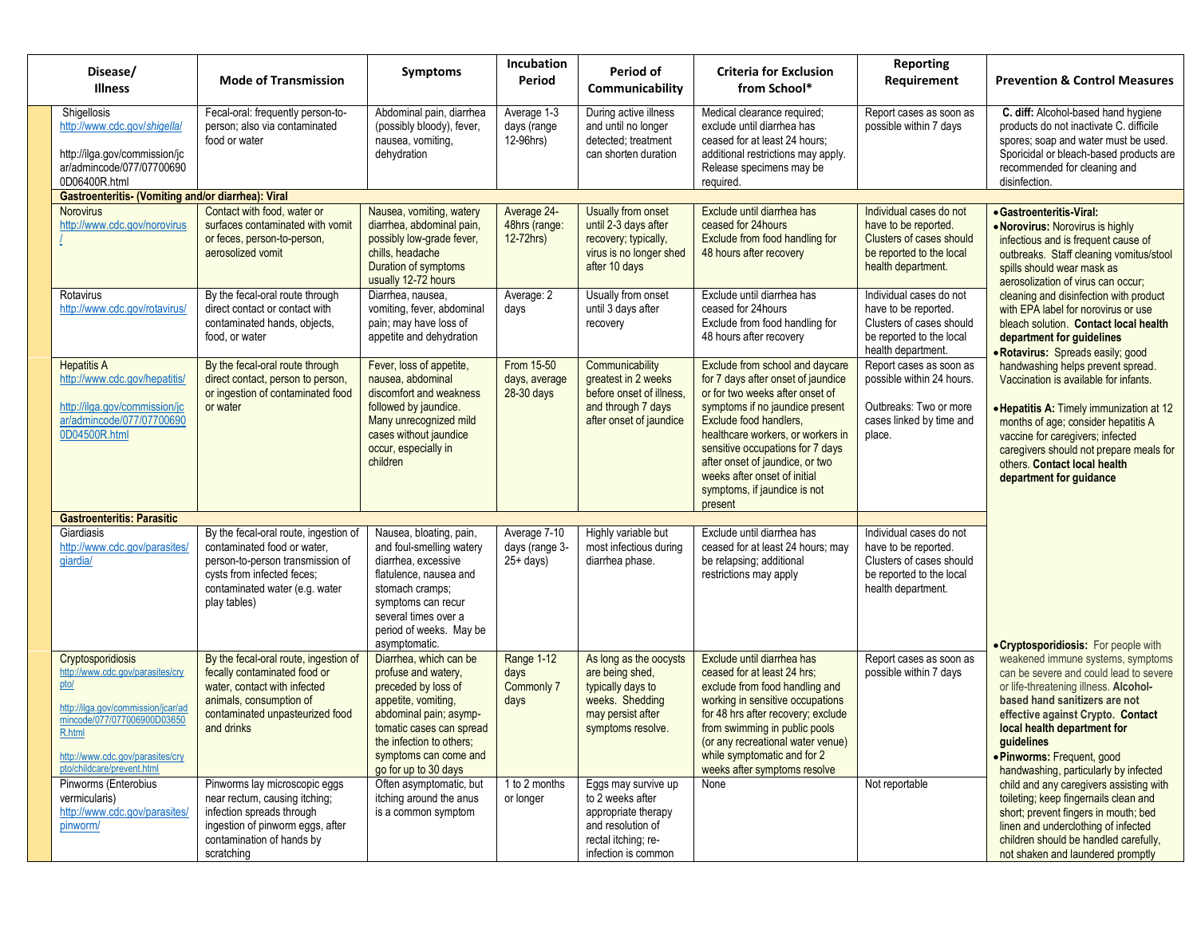| Disease/ Illness | Mode of Transmission | Symptoms | Incubation Period | Period of Communicability | Criteria for Exclusion from School* | Reporting Requirement | Prevention & Control Measures |
|---|---|---|---|---|---|---|---|
| Shigellosis http://www.cdc.gov/shigella/ http://ilga.gov/commission/jcar/admincode/077/077006900D06400R.html | Fecal-oral: frequently person-to-person; also via contaminated food or water | Abdominal pain, diarrhea (possibly bloody), fever, nausea, vomiting, dehydration | Average 1-3 days (range 12-96hrs) | During active illness and until no longer detected; treatment can shorten duration | Medical clearance required; exclude until diarrhea has ceased for at least 24 hours; additional restrictions may apply. Release specimens may be required. | Report cases as soon as possible within 7 days | **C. diff:** Alcohol-based hand hygiene products do not inactivate C. difficile spores; soap and water must be used. Sporicidal or bleach-based products are recommended for cleaning and disinfection. |
| **Gastroenteritis- (Vomiting and/or diarrhea): Viral** | | | | | | | |
| Norovirus http://www.cdc.gov/norovirus/ | Contact with food, water or surfaces contaminated with vomit or feces, person-to-person, aerosolized vomit | Nausea, vomiting, watery diarrhea, abdominal pain, possibly low-grade fever, chills, headache. Duration of symptoms usually 12-72 hours | Average 24-48hrs (range: 12-72hrs) | Usually from onset until 2-3 days after recovery; typically, virus is no longer shed after 10 days | Exclude until diarrhea has ceased for 24hours. Exclude from food handling for 48 hours after recovery | Individual cases do not have to be reported. Clusters of cases should be reported to the local health department. | • **Gastroenteritis-Viral:** • **Norovirus:** Norovirus is highly infectious and is frequent cause of outbreaks. Staff cleaning vomitus/stool spills should wear mask as aerosolization of virus can occur; cleaning and disinfection with product with EPA label for norovirus or use bleach solution. **Contact local health department for guidelines** |
| Rotavirus http://www.cdc.gov/rotavirus/ | By the fecal-oral route through direct contact or contact with contaminated hands, objects, food, or water | Diarrhea, nausea, vomiting, fever, abdominal pain; may have loss of appetite and dehydration | Average: 2 days | Usually from onset until 3 days after recovery | Exclude until diarrhea has ceased for 24hours. Exclude from food handling for 48 hours after recovery | Individual cases do not have to be reported. Clusters of cases should be reported to the local health department. | • **Rotavirus:** Spreads easily; good handwashing helps prevent spread. Vaccination is available for infants. |
| Hepatitis A http://www.cdc.gov/hepatitis/ http://ilga.gov/commission/jcar/admincode/077/077006900D04500R.html | By the fecal-oral route through direct contact, person to person, or ingestion of contaminated food or water | Fever, loss of appetite, nausea, abdominal discomfort and weakness followed by jaundice. Many unrecognized mild cases without jaundice occur, especially in children | From 15-50 days, average 28-30 days | Communicability greatest in 2 weeks before onset of illness, and through 7 days after onset of jaundice | Exclude from school and daycare for 7 days after onset of jaundice or for two weeks after onset of symptoms if no jaundice present. Exclude food handlers, healthcare workers, or workers in sensitive occupations for 7 days after onset of jaundice, or two weeks after onset of initial symptoms, if jaundice is not present | Report cases as soon as possible within 24 hours. Outbreaks: Two or more cases linked by time and place. | • **Hepatitis A:** Timely immunization at 12 months of age; consider hepatitis A vaccine for caregivers; infected caregivers should not prepare meals for others. **Contact local health department for guidance** |
| **Gastroenteritis: Parasitic** | | | | | | | |
| Giardiasis http://www.cdc.gov/parasites/giardia/ | By the fecal-oral route, ingestion of contaminated food or water, person-to-person transmission of cysts from infected feces; contaminated water (e.g. water play tables) | Nausea, bloating, pain, and foul-smelling watery diarrhea, excessive flatulence, nausea and stomach cramps; symptoms can recur several times over a period of weeks. May be asymptomatic. | Average 7-10 days (range 3-25+ days) | Highly variable but most infectious during diarrhea phase. | Exclude until diarrhea has ceased for at least 24 hours; may be relapsing; additional restrictions may apply | Individual cases do not have to be reported. Clusters of cases should be reported to the local health department. | |
| Cryptosporidiosis http://www.cdc.gov/parasites/crypto/ http://ilga.gov/commission/jcar/admincode/077/077006900D03650R.html http://www.cdc.gov/parasites/crypto/childcare/prevent.html | By the fecal-oral route, ingestion of fecally contaminated food or water, contact with infected animals, consumption of contaminated unpasteurized food and drinks | Diarrhea, which can be profuse and watery, preceded by loss of appetite, vomiting, abdominal pain; asymptomatic cases can spread the infection to others; symptoms can come and go for up to 30 days | Range 1-12 days Commonly 7 days | As long as the oocysts are being shed, typically days to weeks. Shedding may persist after symptoms resolve. | Exclude until diarrhea has ceased for at least 24 hrs; exclude from food handling and working in sensitive occupations for 48 hrs after recovery; exclude from swimming in public pools (or any recreational water venue) while symptomatic and for 2 weeks after symptoms resolve | Report cases as soon as possible within 7 days | • **Cryptosporidiosis:** For people with weakened immune systems, symptoms can be severe and could lead to severe or life-threatening illness. **Alcohol-based hand sanitizers are not effective against Crypto. Contact local health department for guidelines** |
| Pinworms (Enterobius vermicularis) http://www.cdc.gov/parasites/pinworm/ | Pinworms lay microscopic eggs near rectum, causing itching; infection spreads through ingestion of pinworm eggs, after contamination of hands by scratching | Often asymptomatic, but itching around the anus is a common symptom | 1 to 2 months or longer | Eggs may survive up to 2 weeks after appropriate therapy and resolution of rectal itching; re-infection is common | None | Not reportable | • **Pinworms:** Frequent, good handwashing, particularly by infected child and any caregivers assisting with toileting; keep fingernails clean and short; prevent fingers in mouth; bed linen and underclothing of infected children should be handled carefully, not shaken and laundered promptly |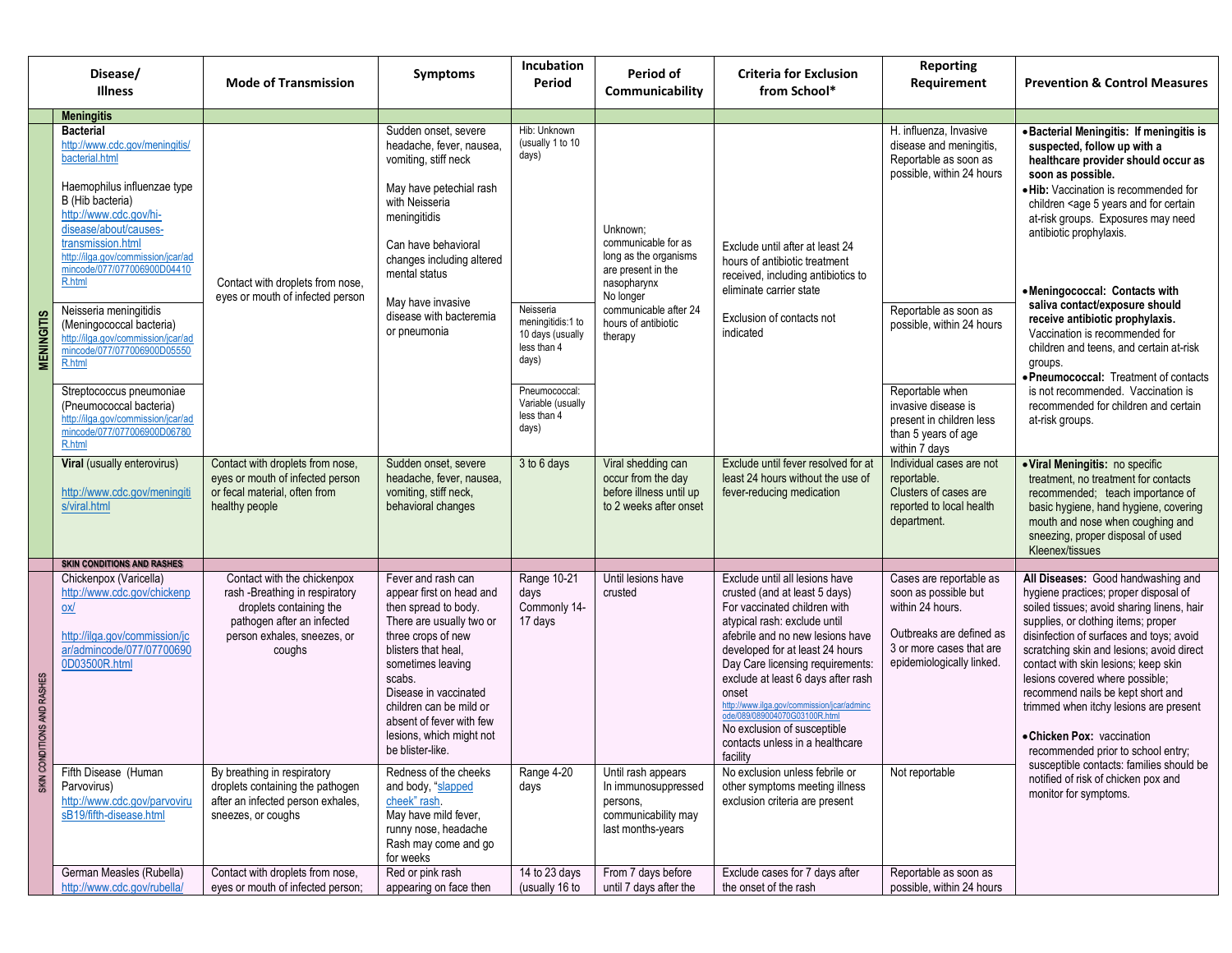| Disease/ Illness | | Mode of Transmission | Symptoms | Incubation Period | Period of Communicability | Criteria for Exclusion from School* | Reporting Requirement | Prevention & Control Measures |
|---|---|---|---|---|---|---|---|---|
| | **Meningitis** | | | | | | | |
| MENINGITIS | **Bacterial** http://www.cdc.gov/meningitis/bacterial.html<br><br>Haemophilus influenzae type B (Hib bacteria) http://www.cdc.gov/hi-disease/about/causes-transmission.html http://ilga.gov/commission/jcar/admincode/077/077006900D04410R.html | Contact with droplets from nose, eyes or mouth of infected person | Sudden onset, severe headache, fever, nausea, vomiting, stiff neck<br><br>May have petechial rash with Neisseria meningitidis<br><br>Can have behavioral changes including altered mental status<br><br>May have invasive disease with bacteremia or pneumonia | Hib: Unknown (usually 1 to 10 days) | Unknown; communicable for as long as the organisms are present in the nasopharynx No longer communicable after 24 hours of antibiotic therapy | Exclude until after at least 24 hours of antibiotic treatment received, including antibiotics to eliminate carrier state<br><br>Exclusion of contacts not indicated | H. influenza, Invasive disease and meningitis, Reportable as soon as possible, within 24 hours | • **Bacterial Meningitis: If meningitis is suspected, follow up with a healthcare provider should occur as soon as possible.**<br>• **Hib:** Vaccination is recommended for children <age 5 years and for certain at-risk groups. Exposures may need antibiotic prophylaxis. |
| | Neisseria meningitidis (Meningococcal bacteria) http://ilga.gov/commission/jcar/admincode/077/077006900D05550R.html | | | Neisseria meningitidis:1 to 10 days (usually less than 4 days) | | | Reportable as soon as possible, within 24 hours | • **Meningococcal: Contacts with saliva contact/exposure should receive antibiotic prophylaxis.** Vaccination is recommended for children and teens, and certain at-risk groups. |
| | Streptococcus pneumoniae (Pneumococcal bacteria) http://ilga.gov/commission/jcar/admincode/077/077006900D06780R.html | | | Pneumococcal: Variable (usually less than 4 days) | | | Reportable when invasive disease is present in children less than 5 years of age within 7 days | • **Pneumococcal:** Treatment of contacts is not recommended. Vaccination is recommended for children and certain at-risk groups. |
| | **Viral** (usually enterovirus)<br><br>http://www.cdc.gov/meningitis/viral.html | Contact with droplets from nose, eyes or mouth of infected person or fecal material, often from healthy people | Sudden onset, severe headache, fever, nausea, vomiting, stiff neck, behavioral changes | 3 to 6 days | Viral shedding can occur from the day before illness until up to 2 weeks after onset | Exclude until fever resolved for at least 24 hours without the use of fever-reducing medication | Individual cases are not reportable. Clusters of cases are reported to local health department. | • **Viral Meningitis:** no specific treatment, no treatment for contacts recommended; teach importance of basic hygiene, hand hygiene, covering mouth and nose when coughing and sneezing, proper disposal of used Kleenex/tissues |
| | **SKIN CONDITIONS AND RASHES** | | | | | | | |
| SKIN CONDITIONS AND RASHES | Chickenpox (Varicella) http://www.cdc.gov/chickenpox/<br><br>http://ilga.gov/commission/jcar/admincode/077/077006900D03500R.html | Contact with the chickenpox rash -Breathing in respiratory droplets containing the pathogen after an infected person exhales, sneezes, or coughs | Fever and rash can appear first on head and then spread to body. There are usually two or three crops of new blisters that heal, sometimes leaving scabs. Disease in vaccinated children can be mild or absent of fever with few lesions, which might not be blister-like. | Range 10-21 days Commonly 14-17 days | Until lesions have crusted | Exclude until all lesions have crusted (and at least 5 days) For vaccinated children with atypical rash: exclude until afebrile and no new lesions have developed for at least 24 hours Day Care licensing requirements: exclude at least 6 days after rash onset http://www.ilga.gov/commission/jcar/admincode/089/089004070G03100R.html No exclusion of susceptible contacts unless in a healthcare facility | Cases are reportable as soon as possible but within 24 hours.<br><br>Outbreaks are defined as 3 or more cases that are epidemiologically linked. | **All Diseases:** Good handwashing and hygiene practices; proper disposal of soiled tissues; avoid sharing linens, hair supplies, or clothing items; proper disinfection of surfaces and toys; avoid scratching skin and lesions; avoid direct contact with skin lesions; keep skin lesions covered where possible; recommend nails be kept short and trimmed when itchy lesions are present<br><br>• **Chicken Pox:** vaccination recommended prior to school entry; susceptible contacts: families should be notified of risk of chicken pox and monitor for symptoms. |
| | Fifth Disease (Human Parvovirus) http://www.cdc.gov/parvovirusB19/fifth-disease.html | By breathing in respiratory droplets containing the pathogen after an infected person exhales, sneezes, or coughs | Redness of the cheeks and body, "slapped cheek" rash. May have mild fever, runny nose, headache Rash may come and go for weeks | Range 4-20 days | Until rash appears In immunosuppressed persons, communicability may last months-years | No exclusion unless febrile or other symptoms meeting illness exclusion criteria are present | Not reportable | |
| | German Measles (Rubella) http://www.cdc.gov/rubella/ | Contact with droplets from nose, eyes or mouth of infected person; | Red or pink rash appearing on face then | 14 to 23 days (usually 16 to | From 7 days before until 7 days after the | Exclude cases for 7 days after the onset of the rash | Reportable as soon as possible, within 24 hours | |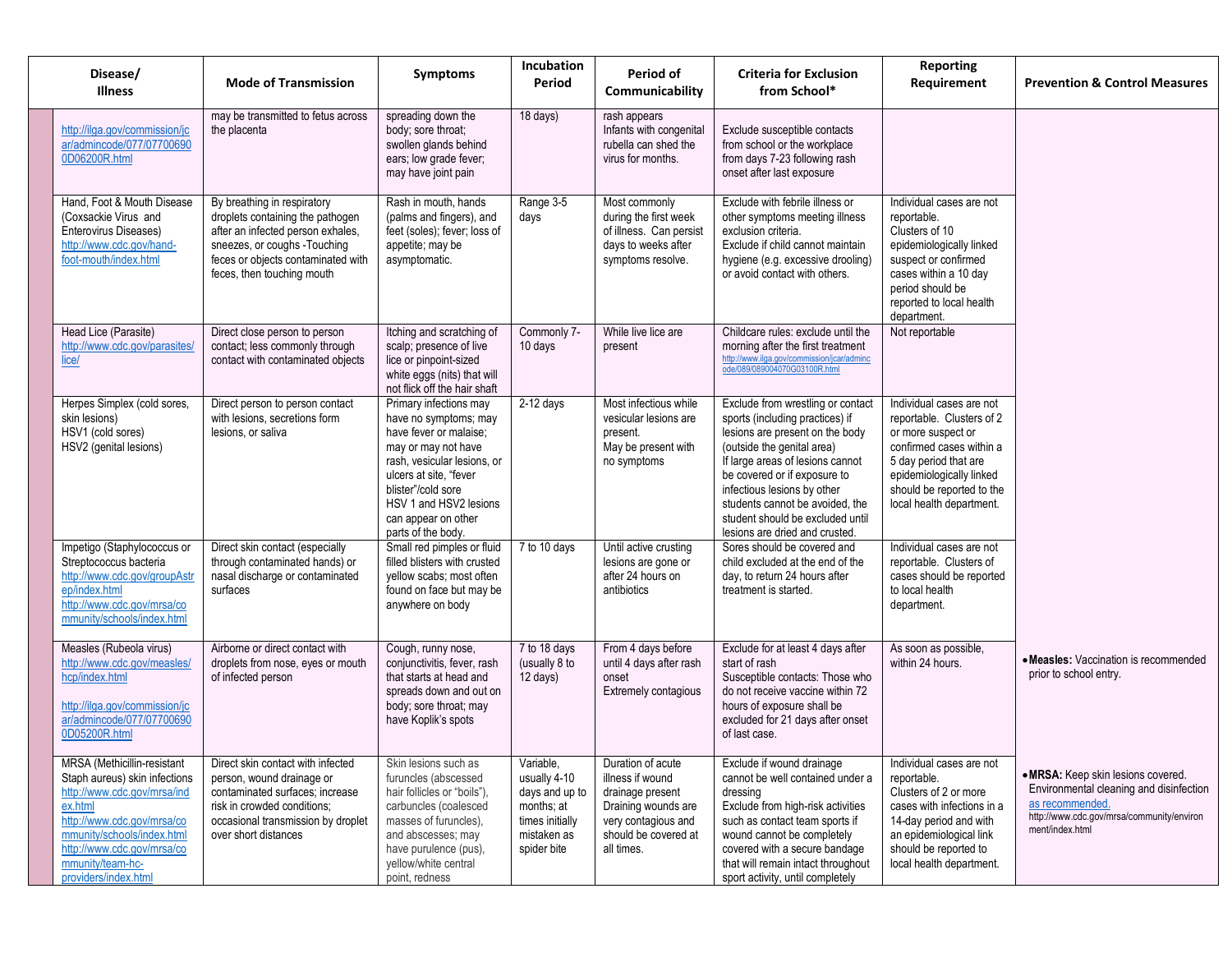| Disease/ Illness | Mode of Transmission | Symptoms | Incubation Period | Period of Communicability | Criteria for Exclusion from School* | Reporting Requirement | Prevention & Control Measures |
|---|---|---|---|---|---|---|---|
| http://ilga.gov/commission/jcar/admincode/077/077006900D06200R.html | may be transmitted to fetus across the placenta | spreading down the body; sore throat; swollen glands behind ears; low grade fever; may have joint pain | 18 days) | rash appears Infants with congenital rubella can shed the virus for months. | Exclude susceptible contacts from school or the workplace from days 7-23 following rash onset after last exposure | | |
| Hand, Foot & Mouth Disease (Coxsackie Virus and Enterovirus Diseases) http://www.cdc.gov/hand-foot-mouth/index.html | By breathing in respiratory droplets containing the pathogen after an infected person exhales, sneezes, or coughs -Touching feces or objects contaminated with feces, then touching mouth | Rash in mouth, hands (palms and fingers), and feet (soles); fever; loss of appetite; may be asymptomatic. | Range 3-5 days | Most commonly during the first week of illness. Can persist days to weeks after symptoms resolve. | Exclude with febrile illness or other symptoms meeting illness exclusion criteria. Exclude if child cannot maintain hygiene (e.g. excessive drooling) or avoid contact with others. | Individual cases are not reportable. Clusters of 10 epidemiologically linked suspect or confirmed cases within a 10 day period should be reported to local health department. | |
| Head Lice (Parasite) http://www.cdc.gov/parasites/lice/ | Direct close person to person contact; less commonly through contact with contaminated objects | Itching and scratching of scalp; presence of live lice or pinpoint-sized white eggs (nits) that will not flick off the hair shaft | Commonly 7-10 days | While live lice are present | Childcare rules: exclude until the morning after the first treatment http://www.ilga.gov/commission/jcar/admincode/089/089004070G03100R.html | Not reportable | |
| Herpes Simplex (cold sores, skin lesions) HSV1 (cold sores) HSV2 (genital lesions) | Direct person to person contact with lesions, secretions form lesions, or saliva | Primary infections may have no symptoms; may have fever or malaise; may or may not have rash, vesicular lesions, or ulcers at site, "fever blister"/cold sore HSV 1 and HSV2 lesions can appear on other parts of the body. | 2-12 days | Most infectious while vesicular lesions are present. May be present with no symptoms | Exclude from wrestling or contact sports (including practices) if lesions are present on the body (outside the genital area) If large areas of lesions cannot be covered or if exposure to infectious lesions by other students cannot be avoided, the student should be excluded until lesions are dried and crusted. | Individual cases are not reportable. Clusters of 2 or more suspect or confirmed cases within a 5 day period that are epidemiologically linked should be reported to the local health department. | |
| Impetigo (Staphylococcus or Streptococcus bacteria http://www.cdc.gov/groupAstrep/index.html http://www.cdc.gov/mrsa/community/schools/index.html | Direct skin contact (especially through contaminated hands) or nasal discharge or contaminated surfaces | Small red pimples or fluid filled blisters with crusted yellow scabs; most often found on face but may be anywhere on body | 7 to 10 days | Until active crusting lesions are gone or after 24 hours on antibiotics | Sores should be covered and child excluded at the end of the day, to return 24 hours after treatment is started. | Individual cases are not reportable. Clusters of cases should be reported to local health department. | |
| Measles (Rubeola virus) http://www.cdc.gov/measles/hcp/index.html http://ilga.gov/commission/jcar/admincode/077/077006900D05200R.html | Airborne or direct contact with droplets from nose, eyes or mouth of infected person | Cough, runny nose, conjunctivitis, fever, rash that starts at head and spreads down and out on body; sore throat; may have Koplik's spots | 7 to 18 days (usually 8 to 12 days) | From 4 days before until 4 days after rash onset Extremely contagious | Exclude for at least 4 days after start of rash Susceptible contacts: Those who do not receive vaccine within 72 hours of exposure shall be excluded for 21 days after onset of last case. | As soon as possible, within 24 hours. | • **Measles:** Vaccination is recommended prior to school entry. |
| MRSA (Methicillin-resistant Staph aureus) skin infections http://www.cdc.gov/mrsa/index.html http://www.cdc.gov/mrsa/community/schools/index.html http://www.cdc.gov/mrsa/community/team-hc-providers/index.html | Direct skin contact with infected person, wound drainage or contaminated surfaces; increase risk in crowded conditions; occasional transmission by droplet over short distances | Skin lesions such as furuncles (abscessed hair follicles or "boils"), carbuncles (coalesced masses of furuncles), and abscesses; may have purulence (pus), yellow/white central point, redness | Variable, usually 4-10 days and up to months; at times initially mistaken as spider bite | Duration of acute illness if wound drainage present Draining wounds are very contagious and should be covered at all times. | Exclude if wound drainage cannot be well contained under a dressing Exclude from high-risk activities such as contact team sports if wound cannot be completely covered with a secure bandage that will remain intact throughout sport activity, until completely | Individual cases are not reportable. Clusters of 2 or more cases with infections in a 14-day period and with an epidemiological link should be reported to local health department. | • **MRSA:** Keep skin lesions covered. Environmental cleaning and disinfection as recommended. http://www.cdc.gov/mrsa/community/environment/index.html |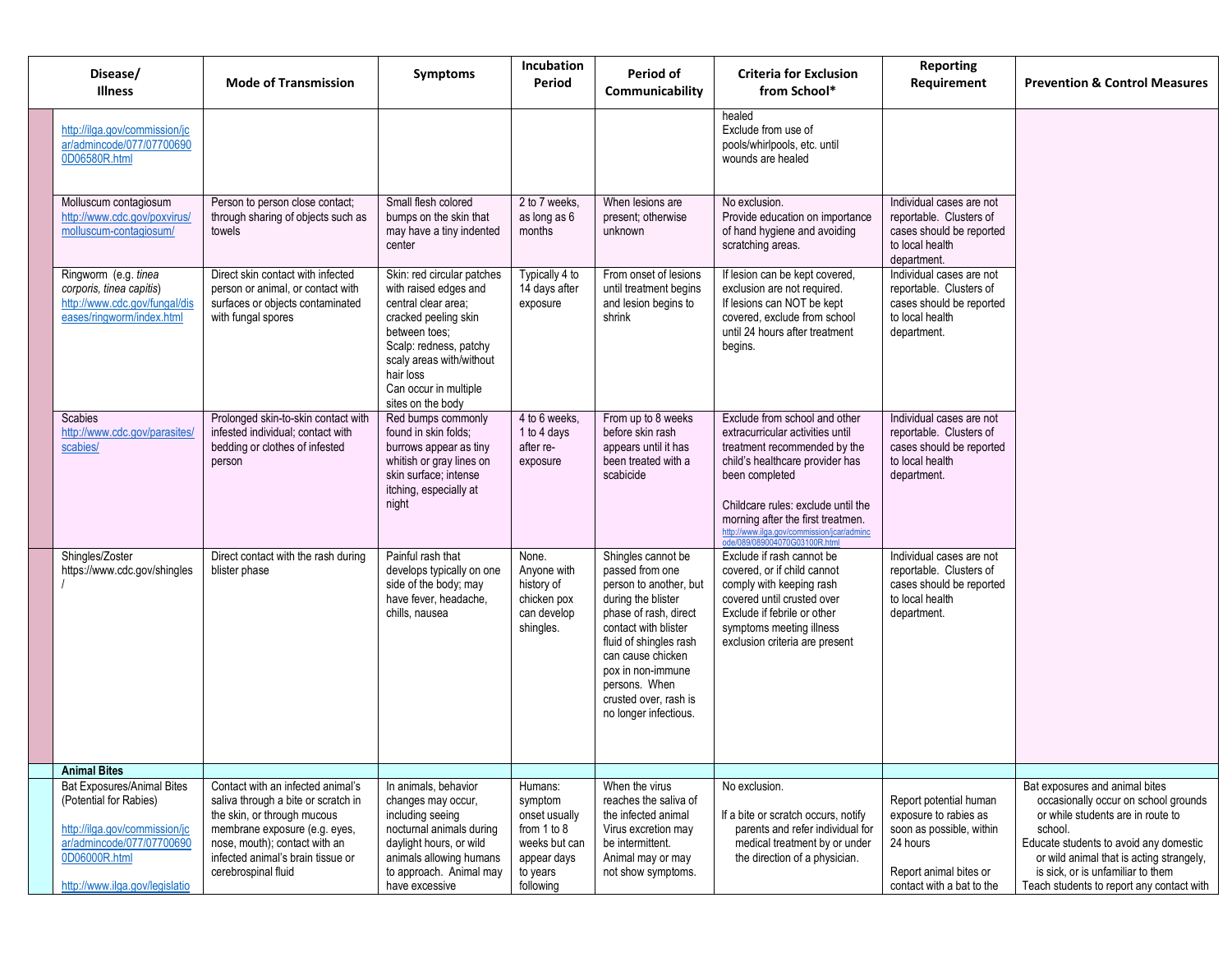| Disease/ Illness | Mode of Transmission | Symptoms | Incubation Period | Period of Communicability | Criteria for Exclusion from School* | Reporting Requirement | Prevention & Control Measures |
|---|---|---|---|---|---|---|---|
| http://ilga.gov/commission/jcar/admincode/077/077006900D06580R.html | | | | | healed<br>Exclude from use of pools/whirlpools, etc. until wounds are healed | | |
| Molluscum contagiosum<br>http://www.cdc.gov/poxvirus/molluscum-contagiosum/ | Person to person close contact; through sharing of objects such as towels | Small flesh colored bumps on the skin that may have a tiny indented center | 2 to 7 weeks, as long as 6 months | When lesions are present; otherwise unknown | No exclusion.<br>Provide education on importance of hand hygiene and avoiding scratching areas. | Individual cases are not reportable. Clusters of cases should be reported to local health department. | |
| Ringworm (e.g. *tinea corporis, tinea capitis*)<br>http://www.cdc.gov/fungal/diseases/ringworm/index.html | Direct skin contact with infected person or animal, or contact with surfaces or objects contaminated with fungal spores | Skin: red circular patches with raised edges and central clear area; cracked peeling skin between toes;<br>Scalp: redness, patchy scaly areas with/without hair loss<br>Can occur in multiple sites on the body | Typically 4 to 14 days after exposure | From onset of lesions until treatment begins and lesion begins to shrink | If lesion can be kept covered, exclusion are not required.<br>If lesions can NOT be kept covered, exclude from school until 24 hours after treatment begins. | Individual cases are not reportable. Clusters of cases should be reported to local health department. | |
| Scabies<br>http://www.cdc.gov/parasites/scabies/ | Prolonged skin-to-skin contact with infested individual; contact with bedding or clothes of infested person | Red bumps commonly found in skin folds; burrows appear as tiny whitish or gray lines on skin surface; intense itching, especially at night | 4 to 6 weeks, 1 to 4 days after re-exposure | From up to 8 weeks before skin rash appears until it has been treated with a scabicide | Exclude from school and other extracurricular activities until treatment recommended by the child's healthcare provider has been completed<br><br>Childcare rules: exclude until the morning after the first treatmen.<br>http://www.ilga.gov/commission/jcar/admincode/089/089004070G03100R.html | Individual cases are not reportable. Clusters of cases should be reported to local health department. | |
| Shingles/Zoster<br>https://www.cdc.gov/shingles/ | Direct contact with the rash during blister phase | Painful rash that develops typically on one side of the body; may have fever, headache, chills, nausea | None.<br>Anyone with history of chicken pox can develop shingles. | Shingles cannot be passed from one person to another, but during the blister phase of rash, direct contact with blister fluid of shingles rash can cause chicken pox in non-immune persons. When crusted over, rash is no longer infectious. | Exclude if rash cannot be covered, or if child cannot comply with keeping rash covered until crusted over<br>Exclude if febrile or other symptoms meeting illness exclusion criteria are present | Individual cases are not reportable. Clusters of cases should be reported to local health department. | |
| **Animal Bites** | | | | | | | |
| Bat Exposures/Animal Bites (Potential for Rabies)<br><br>http://ilga.gov/commission/jcar/admincode/077/077006900D06000R.html<br><br>http://www.ilga.gov/legislatio | Contact with an infected animal's saliva through a bite or scratch in the skin, or through mucous membrane exposure (e.g. eyes, nose, mouth); contact with an infected animal's brain tissue or cerebrospinal fluid | In animals, behavior changes may occur, including seeing nocturnal animals during daylight hours, or wild animals allowing humans to approach. Animal may have excessive | Humans: symptom onset usually from 1 to 8 weeks but can appear days to years following | When the virus reaches the saliva of the infected animal<br>Virus excretion may be intermittent.<br>Animal may or may not show symptoms. | No exclusion.<br><br>If a bite or scratch occurs, notify parents and refer individual for medical treatment by or under the direction of a physician. | Report potential human exposure to rabies as soon as possible, within 24 hours<br><br>Report animal bites or contact with a bat to the | Bat exposures and animal bites occasionally occur on school grounds or while students are in route to school.<br>Educate students to avoid any domestic or wild animal that is acting strangely, is sick, or is unfamiliar to them<br>Teach students to report any contact with |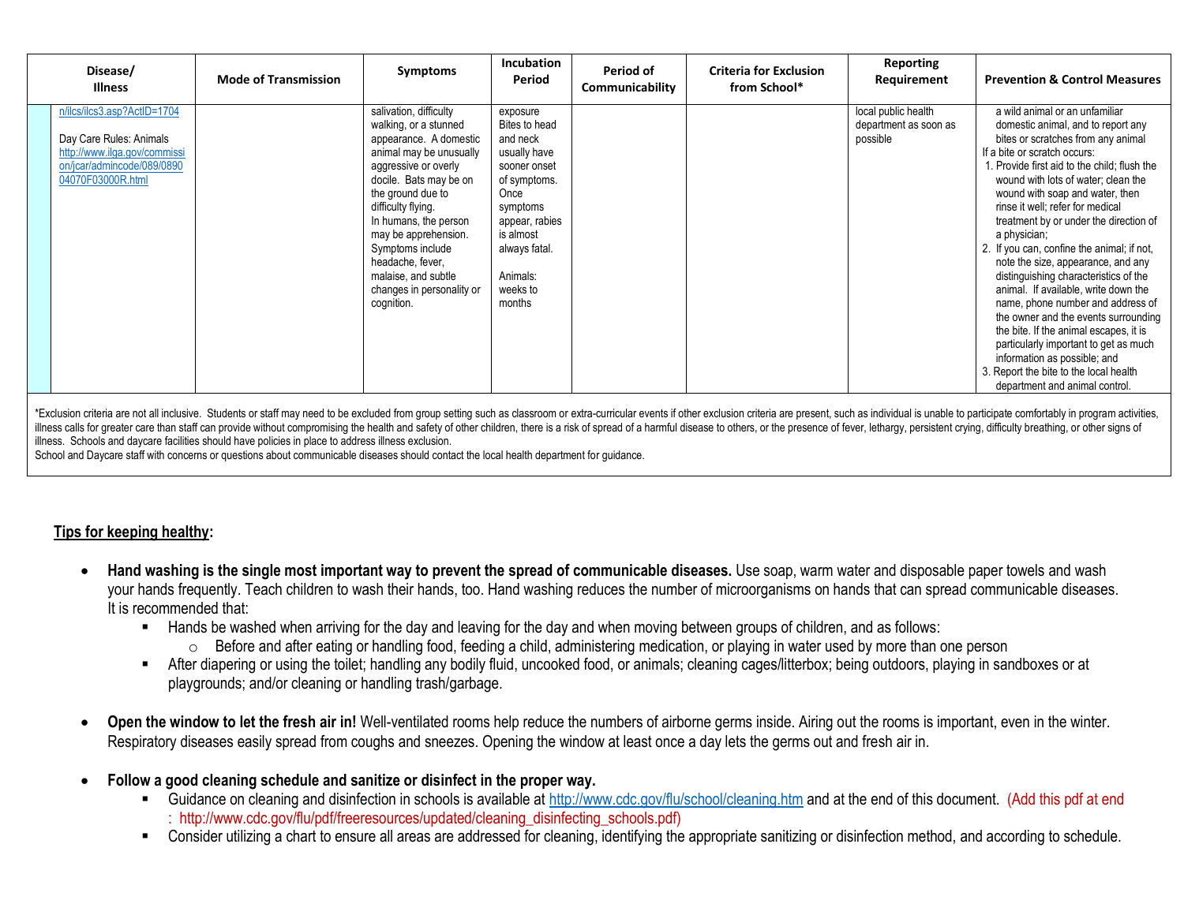| Disease/ Illness | Mode of Transmission | Symptoms | Incubation Period | Period of Communicability | Criteria for Exclusion from School* | Reporting Requirement | Prevention & Control Measures |
|---|---|---|---|---|---|---|---|
| n/ilcs/ilcs3.asp?ActID=1704<br><br>Day Care Rules: Animals http://www.ilga.gov/commission/jcar/admincode/089/089004070F03000R.html | | salivation, difficulty walking, or a stunned appearance. A domestic animal may be unusually aggressive or overly docile. Bats may be on the ground due to difficulty flying.<br>In humans, the person may be apprehension. Symptoms include headache, fever, malaise, and subtle changes in personality or cognition. | exposure Bites to head and neck usually have sooner onset of symptoms. Once symptoms appear, rabies is almost always fatal.<br><br>Animals: weeks to months | | | local public health department as soon as possible | a wild animal or an unfamiliar domestic animal, and to report any bites or scratches from any animal<br>If a bite or scratch occurs:<br>1. Provide first aid to the child; flush the wound with lots of water; clean the wound with soap and water, then rinse it well; refer for medical treatment by or under the direction of a physician;<br>2. If you can, confine the animal; if not, note the size, appearance, and any distinguishing characteristics of the animal. If available, write down the name, phone number and address of the owner and the events surrounding the bite. If the animal escapes, it is particularly important to get as much information as possible; and<br>3. Report the bite to the local health department and animal control. |

*Exclusion criteria are not all inclusive. Students or staff may need to be excluded from group setting such as classroom or extra-curricular events if other exclusion criteria are present, such as individual is unable to participate comfortably in program activities, illness calls for greater care than staff can provide without compromising the health and safety of other children, there is a risk of spread of a harmful disease to others, or the presence of fever, lethargy, persistent crying, difficulty breathing, or other signs of illness. Schools and daycare facilities should have policies in place to address illness exclusion.
School and Daycare staff with concerns or questions about communicable diseases should contact the local health department for guidance.

**Tips for keeping healthy:**

- **Hand washing is the single most important way to prevent the spread of communicable diseases.** Use soap, warm water and disposable paper towels and wash your hands frequently. Teach children to wash their hands, too. Hand washing reduces the number of microorganisms on hands that can spread communicable diseases. It is recommended that:
  - Hands be washed when arriving for the day and leaving for the day and when moving between groups of children, and as follows:
    - Before and after eating or handling food, feeding a child, administering medication, or playing in water used by more than one person
  - After diapering or using the toilet; handling any bodily fluid, uncooked food, or animals; cleaning cages/litterbox; being outdoors, playing in sandboxes or at playgrounds; and/or cleaning or handling trash/garbage.

- **Open the window to let the fresh air in!** Well-ventilated rooms help reduce the numbers of airborne germs inside. Airing out the rooms is important, even in the winter. Respiratory diseases easily spread from coughs and sneezes. Opening the window at least once a day lets the germs out and fresh air in.

- **Follow a good cleaning schedule and sanitize or disinfect in the proper way.**
  - Guidance on cleaning and disinfection in schools is available at http://www.cdc.gov/flu/school/cleaning.htm and at the end of this document. (Add this pdf at end : http://www.cdc.gov/flu/pdf/freeresources/updated/cleaning_disinfecting_schools.pdf)
  - Consider utilizing a chart to ensure all areas are addressed for cleaning, identifying the appropriate sanitizing or disinfection method, and according to schedule.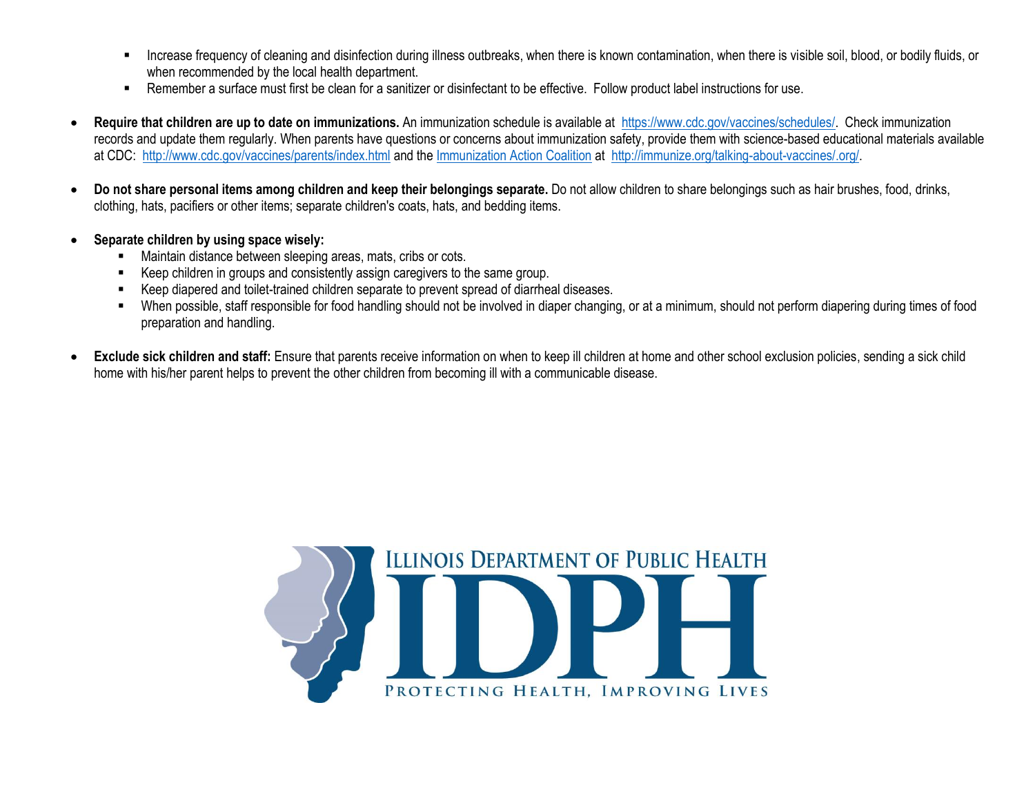- Increase frequency of cleaning and disinfection during illness outbreaks, when there is known contamination, when there is visible soil, blood, or bodily fluids, or when recommended by the local health department.
  - Remember a surface must first be clean for a sanitizer or disinfectant to be effective. Follow product label instructions for use.

- **Require that children are up to date on immunizations.** An immunization schedule is available at https://www.cdc.gov/vaccines/schedules/. Check immunization records and update them regularly. When parents have questions or concerns about immunization safety, provide them with science-based educational materials available at CDC: http://www.cdc.gov/vaccines/parents/index.html and the Immunization Action Coalition at http://immunize.org/talking-about-vaccines/.org/.

- **Do not share personal items among children and keep their belongings separate.** Do not allow children to share belongings such as hair brushes, food, drinks, clothing, hats, pacifiers or other items; separate children's coats, hats, and bedding items.

- **Separate children by using space wisely:**
  - Maintain distance between sleeping areas, mats, cribs or cots.
  - Keep children in groups and consistently assign caregivers to the same group.
  - Keep diapered and toilet-trained children separate to prevent spread of diarrheal diseases.
  - When possible, staff responsible for food handling should not be involved in diaper changing, or at a minimum, should not perform diapering during times of food preparation and handling.

- **Exclude sick children and staff:** Ensure that parents receive information on when to keep ill children at home and other school exclusion policies, sending a sick child home with his/her parent helps to prevent the other children from becoming ill with a communicable disease.

ILLINOIS DEPARTMENT OF PUBLIC HEALTH

IDPH

PROTECTING HEALTH, IMPROVING LIVES